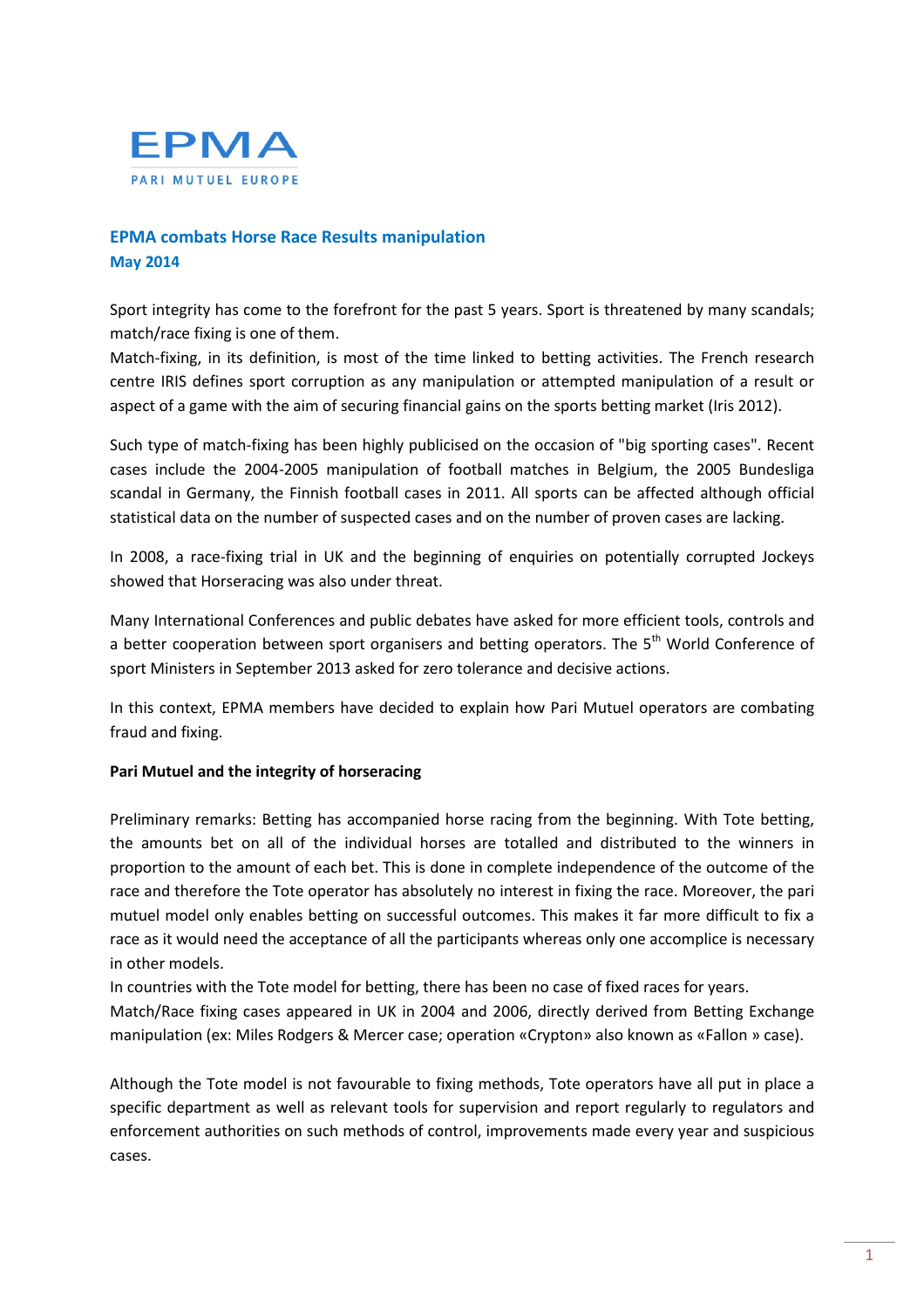EPMA

PARI MUTUEL EUROPE

# EPMA combats Horse Race Results manipulation

**May 2014**

Sport integrity has come to the forefront for the past 5 years. Sport is threatened by many scandals; match/race fixing is one of them.

Match-fixing, in its definition, is most of the time linked to betting activities. The French research centre IRIS defines sport corruption as any manipulation or attempted manipulation of a result or aspect of a game with the aim of securing financial gains on the sports betting market (Iris 2012).

Such type of match-fixing has been highly publicised on the occasion of "big sporting cases". Recent cases include the 2004-2005 manipulation of football matches in Belgium, the 2005 Bundesliga scandal in Germany, the Finnish football cases in 2011. All sports can be affected although official statistical data on the number of suspected cases and on the number of proven cases are lacking.

In 2008, a race-fixing trial in UK and the beginning of enquiries on potentially corrupted Jockeys showed that Horseracing was also under threat.

Many International Conferences and public debates have asked for more efficient tools, controls and a better cooperation between sport organisers and betting operators. The 5th World Conference of sport Ministers in September 2013 asked for zero tolerance and decisive actions.

In this context, EPMA members have decided to explain how Pari Mutuel operators are combating fraud and fixing.

**Pari Mutuel and the integrity of horseracing**

Preliminary remarks: Betting has accompanied horse racing from the beginning. With Tote betting, the amounts bet on all of the individual horses are totalled and distributed to the winners in proportion to the amount of each bet. This is done in complete independence of the outcome of the race and therefore the Tote operator has absolutely no interest in fixing the race. Moreover, the pari mutuel model only enables betting on successful outcomes. This makes it far more difficult to fix a race as it would need the acceptance of all the participants whereas only one accomplice is necessary in other models.

In countries with the Tote model for betting, there has been no case of fixed races for years.

Match/Race fixing cases appeared in UK in 2004 and 2006, directly derived from Betting Exchange manipulation (ex: Miles Rodgers & Mercer case; operation «Crypton» also known as «Fallon » case).

Although the Tote model is not favourable to fixing methods, Tote operators have all put in place a specific department as well as relevant tools for supervision and report regularly to regulators and enforcement authorities on such methods of control, improvements made every year and suspicious cases.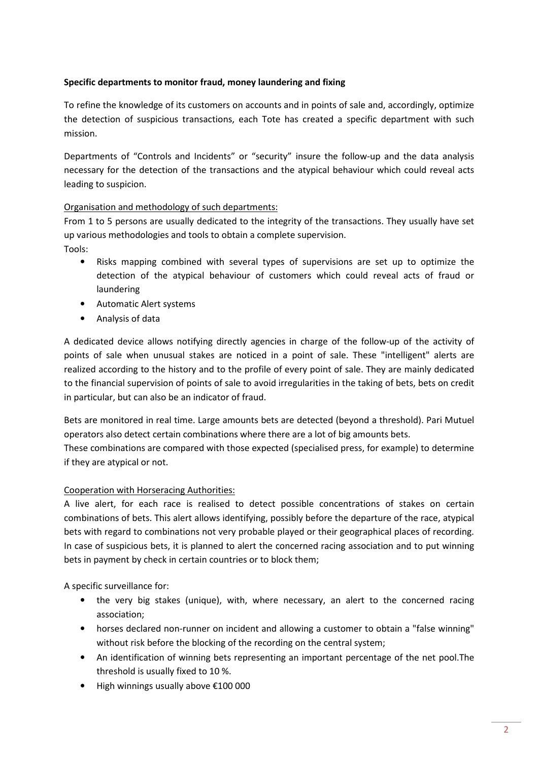**Specific departments to monitor fraud, money laundering and fixing**

To refine the knowledge of its customers on accounts and in points of sale and, accordingly, optimize the detection of suspicious transactions, each Tote has created a specific department with such mission.

Departments of "Controls and Incidents" or "security" insure the follow-up and the data analysis necessary for the detection of the transactions and the atypical behaviour which could reveal acts leading to suspicion.

Organisation and methodology of such departments:

From 1 to 5 persons are usually dedicated to the integrity of the transactions. They usually have set up various methodologies and tools to obtain a complete supervision.

Tools:

- Risks mapping combined with several types of supervisions are set up to optimize the detection of the atypical behaviour of customers which could reveal acts of fraud or laundering
- Automatic Alert systems
- Analysis of data

A dedicated device allows notifying directly agencies in charge of the follow-up of the activity of points of sale when unusual stakes are noticed in a point of sale. These "intelligent" alerts are realized according to the history and to the profile of every point of sale. They are mainly dedicated to the financial supervision of points of sale to avoid irregularities in the taking of bets, bets on credit in particular, but can also be an indicator of fraud.

Bets are monitored in real time. Large amounts bets are detected (beyond a threshold). Pari Mutuel operators also detect certain combinations where there are a lot of big amounts bets.

These combinations are compared with those expected (specialised press, for example) to determine if they are atypical or not.

Cooperation with Horseracing Authorities:

A live alert, for each race is realised to detect possible concentrations of stakes on certain combinations of bets. This alert allows identifying, possibly before the departure of the race, atypical bets with regard to combinations not very probable played or their geographical places of recording. In case of suspicious bets, it is planned to alert the concerned racing association and to put winning bets in payment by check in certain countries or to block them;

A specific surveillance for:

- the very big stakes (unique), with, where necessary, an alert to the concerned racing association;
- horses declared non-runner on incident and allowing a customer to obtain a "false winning" without risk before the blocking of the recording on the central system;
- An identification of winning bets representing an important percentage of the net pool.The threshold is usually fixed to 10 %.
- High winnings usually above €100 000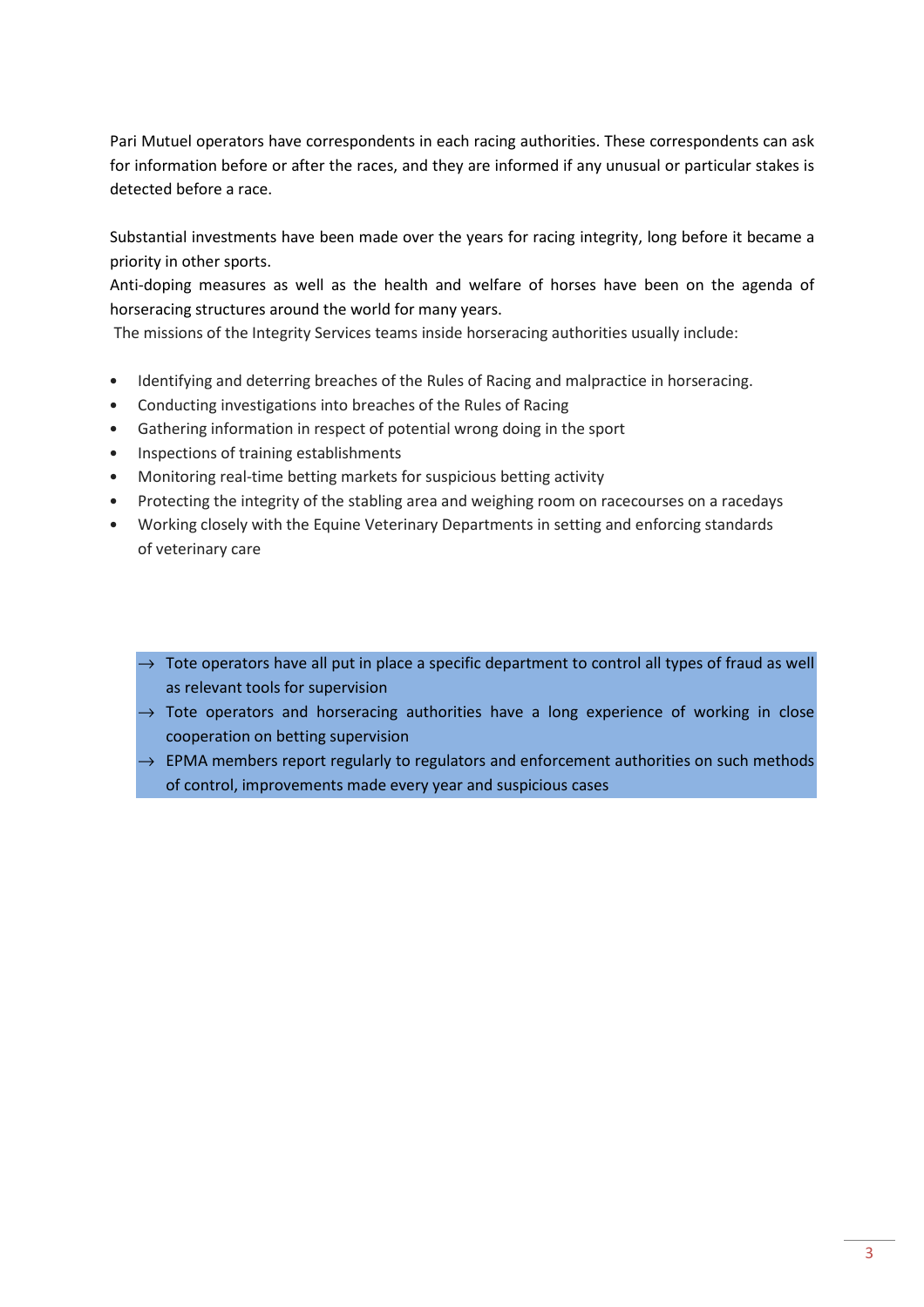Pari Mutuel operators have correspondents in each racing authorities. These correspondents can ask for information before or after the races, and they are informed if any unusual or particular stakes is detected before a race.

Substantial investments have been made over the years for racing integrity, long before it became a priority in other sports.
Anti-doping measures as well as the health and welfare of horses have been on the agenda of horseracing structures around the world for many years.
The missions of the Integrity Services teams inside horseracing authorities usually include:

- Identifying and deterring breaches of the Rules of Racing and malpractice in horseracing.
- Conducting investigations into breaches of the Rules of Racing
- Gathering information in respect of potential wrong doing in the sport
- Inspections of training establishments
- Monitoring real-time betting markets for suspicious betting activity
- Protecting the integrity of the stabling area and weighing room on racecourses on a racedays
- Working closely with the Equine Veterinary Departments in setting and enforcing standards of veterinary care

→ Tote operators have all put in place a specific department to control all types of fraud as well as relevant tools for supervision
→ Tote operators and horseracing authorities have a long experience of working in close cooperation on betting supervision
→ EPMA members report regularly to regulators and enforcement authorities on such methods of control, improvements made every year and suspicious cases